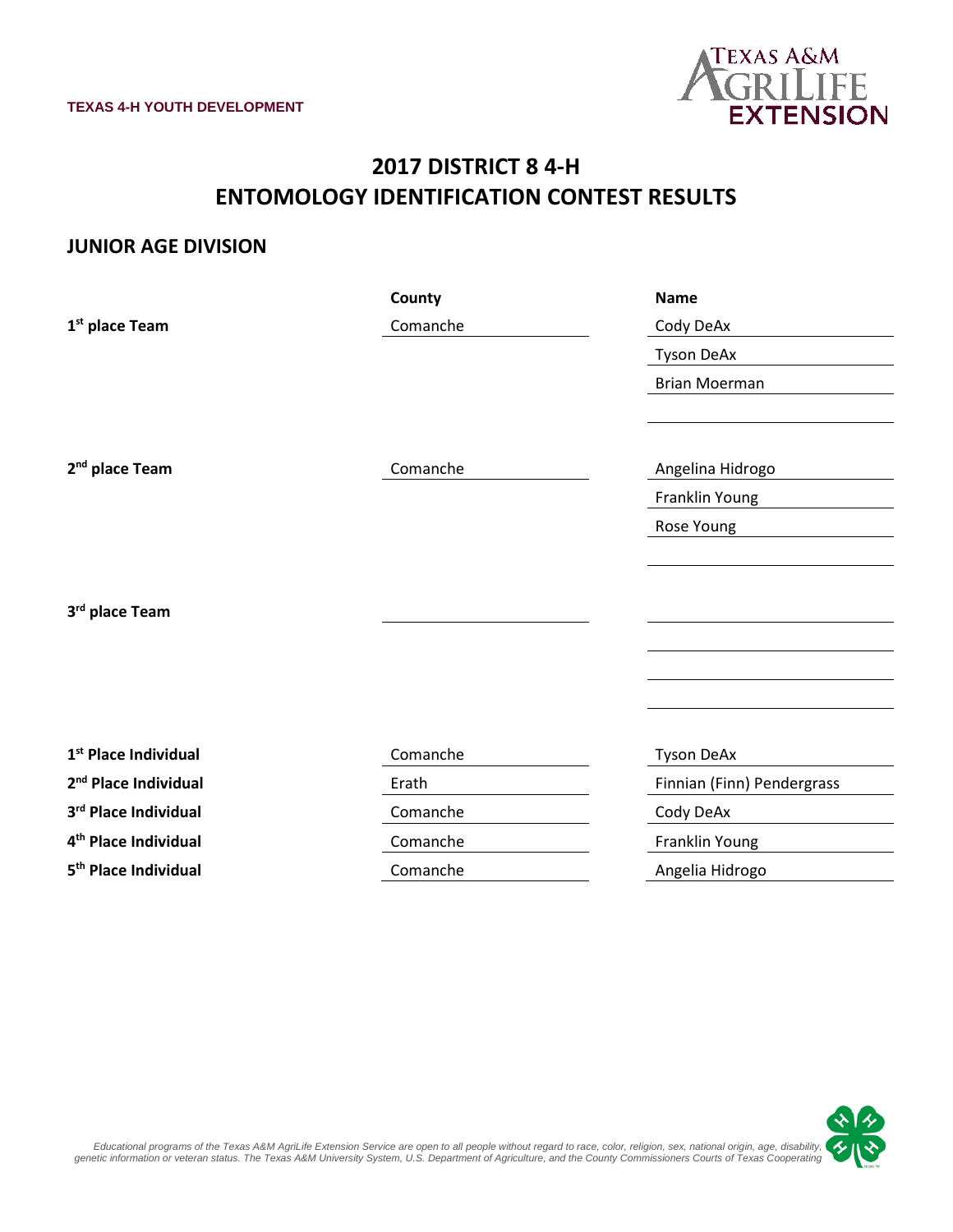TEXAS 4-H YOUTH DEVELOPMENT

# 2017 DISTRICT 8 4-H ENTOMOLOGY IDENTIFICATION CONTEST RESULTS

## JUNIOR AGE DIVISION

| | County | Name |
|---|---|---|
| 1st place Team | Comanche | Cody DeAx |
| | | Tyson DeAx |
| | | Brian Moerman |
| | | |
| 2nd place Team | Comanche | Angelina Hidrogo |
| | | Franklin Young |
| | | Rose Young |
| | | |
| 3rd place Team | | |
| | | |
| | | |
| | | |
| 1st Place Individual | Comanche | Tyson DeAx |
| 2nd Place Individual | Erath | Finnian (Finn) Pendergrass |
| 3rd Place Individual | Comanche | Cody DeAx |
| 4th Place Individual | Comanche | Franklin Young |
| 5th Place Individual | Comanche | Angelia Hidrogo |

*Educational programs of the Texas A&M AgriLife Extension Service are open to all people without regard to race, color, religion, sex, national origin, age, disability, genetic information or veteran status. The Texas A&M University System, U.S. Department of Agriculture, and the County Commissioners Courts of Texas Cooperating*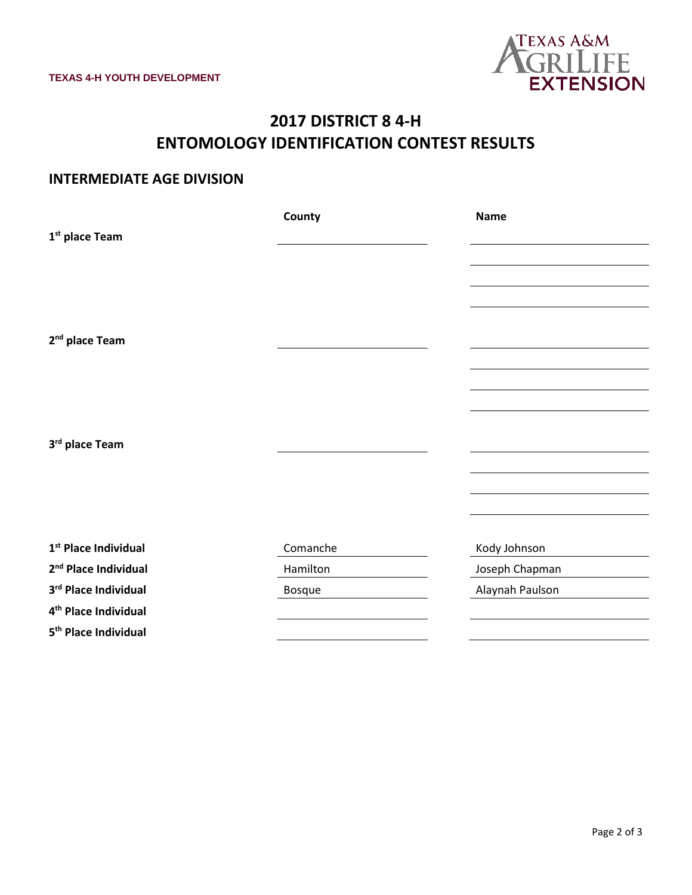TEXAS 4-H YOUTH DEVELOPMENT

# 2017 DISTRICT 8 4-H
# ENTOMOLOGY IDENTIFICATION CONTEST RESULTS

## INTERMEDIATE AGE DIVISION

| | County | Name |
|---|---|---|
| 1st place Team | | |
| | | |
| | | |
| | | |
| 2nd place Team | | |
| | | |
| | | |
| | | |
| 3rd place Team | | |
| | | |
| | | |
| | | |
| 1st Place Individual | Comanche | Kody Johnson |
| 2nd Place Individual | Hamilton | Joseph Chapman |
| 3rd Place Individual | Bosque | Alaynah Paulson |
| 4th Place Individual | | |
| 5th Place Individual | | |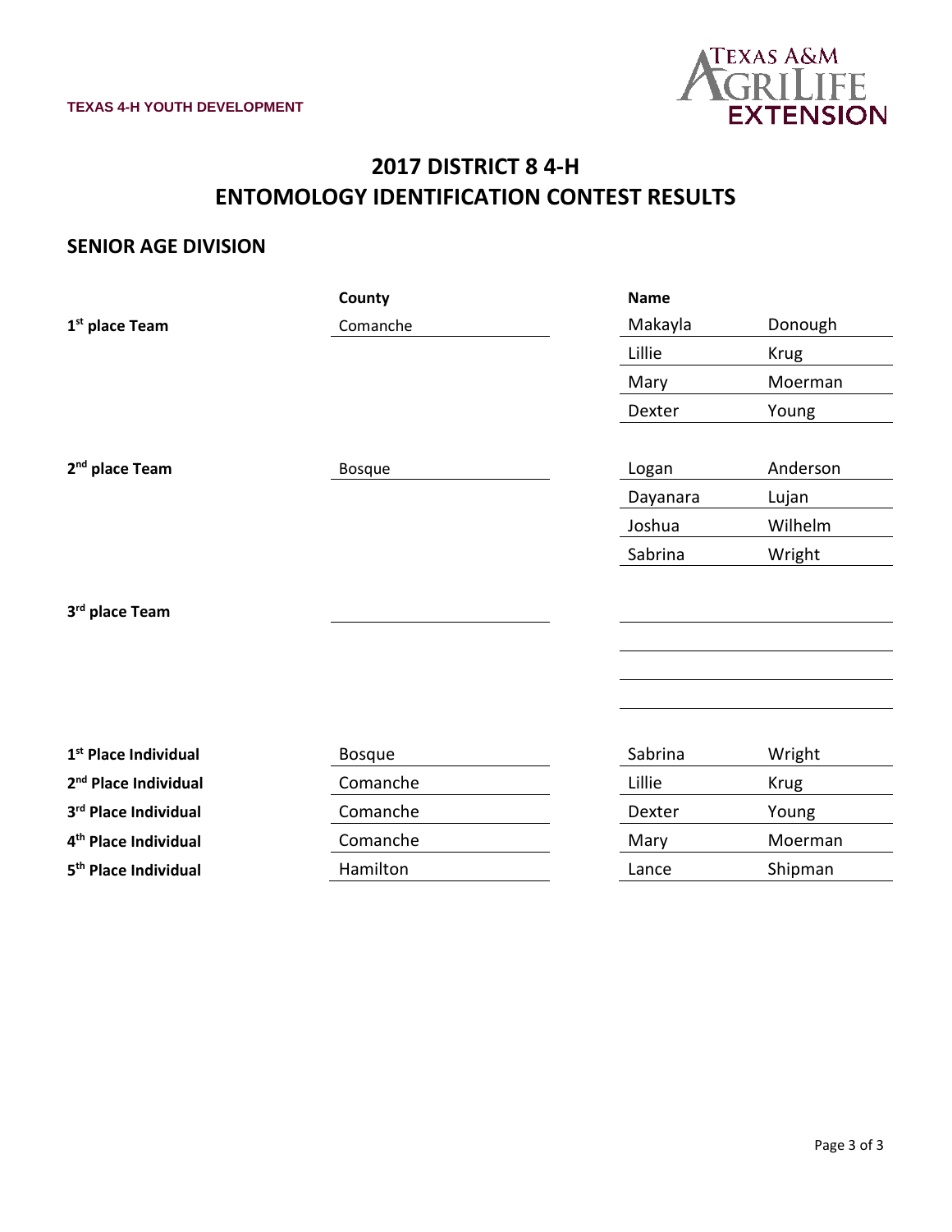TEXAS 4-H YOUTH DEVELOPMENT

TEXAS A&M AGRILIFE EXTENSION

# 2017 DISTRICT 8 4-H ENTOMOLOGY IDENTIFICATION CONTEST RESULTS

## SENIOR AGE DIVISION

| | County | Name | |
|---|---|---|---|
| **1st place Team** | Comanche | Makayla | Donough |
| | | Lillie | Krug |
| | | Mary | Moerman |
| | | Dexter | Young |
| **2nd place Team** | Bosque | Logan | Anderson |
| | | Dayanara | Lujan |
| | | Joshua | Wilhelm |
| | | Sabrina | Wright |
| **3rd place Team** | | | |
| | | | |
| | | | |
| | | | |
| **1st Place Individual** | Bosque | Sabrina | Wright |
| **2nd Place Individual** | Comanche | Lillie | Krug |
| **3rd Place Individual** | Comanche | Dexter | Young |
| **4th Place Individual** | Comanche | Mary | Moerman |
| **5th Place Individual** | Hamilton | Lance | Shipman |